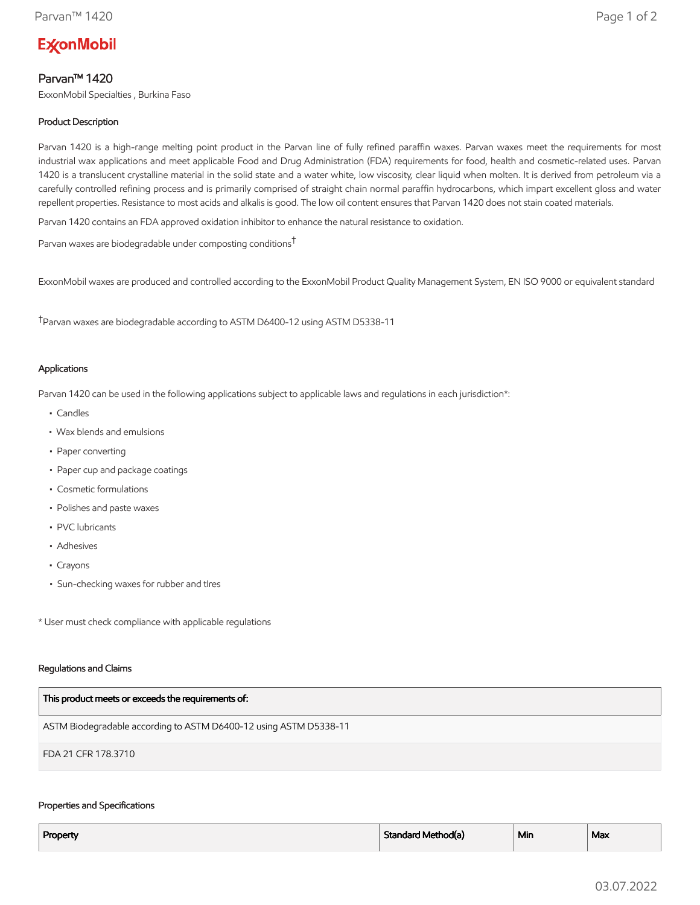ExxonMobil

# Parvan™ 1420

ExxonMobil Specialties , Burkina Faso

### Product Description

Parvan 1420 is a high-range melting point product in the Parvan line of fully refined paraffin waxes. Parvan waxes meet the requirements for most industrial wax applications and meet applicable Food and Drug Administration (FDA) requirements for food, health and cosmetic-related uses. Parvan 1420 is a translucent crystalline material in the solid state and a water white, low viscosity, clear liquid when molten. It is derived from petroleum via a carefully controlled refining process and is primarily comprised of straight chain normal paraffin hydrocarbons, which impart excellent gloss and water repellent properties. Resistance to most acids and alkalis is good. The low oil content ensures that Parvan 1420 does not stain coated materials.

Parvan 1420 contains an FDA approved oxidation inhibitor to enhance the natural resistance to oxidation.

Parvan waxes are biodegradable under composting conditions[†]

ExxonMobil waxes are produced and controlled according to the ExxonMobil Product Quality Management System, EN ISO 9000 or equivalent standard

[†]Parvan waxes are biodegradable according to ASTM D6400-12 using ASTM D5338-11

### Applications

Parvan 1420 can be used in the following applications subject to applicable laws and regulations in each jurisdiction*:

- Candles
- Wax blends and emulsions
- Paper converting
- Paper cup and package coatings
- Cosmetic formulations
- Polishes and paste waxes
- PVC lubricants
- Adhesives
- Crayons
- Sun-checking waxes for rubber and tIres

* User must check compliance with applicable regulations

### Regulations and Claims

| This product meets or exceeds the requirements of: |
| --- |
| ASTM Biodegradable according to ASTM D6400-12 using ASTM D5338-11 |
| FDA 21 CFR 178.3710 |

### Properties and Specifications

| Property | Standard Method(a) | Min | Max |
| --- | --- | --- | --- |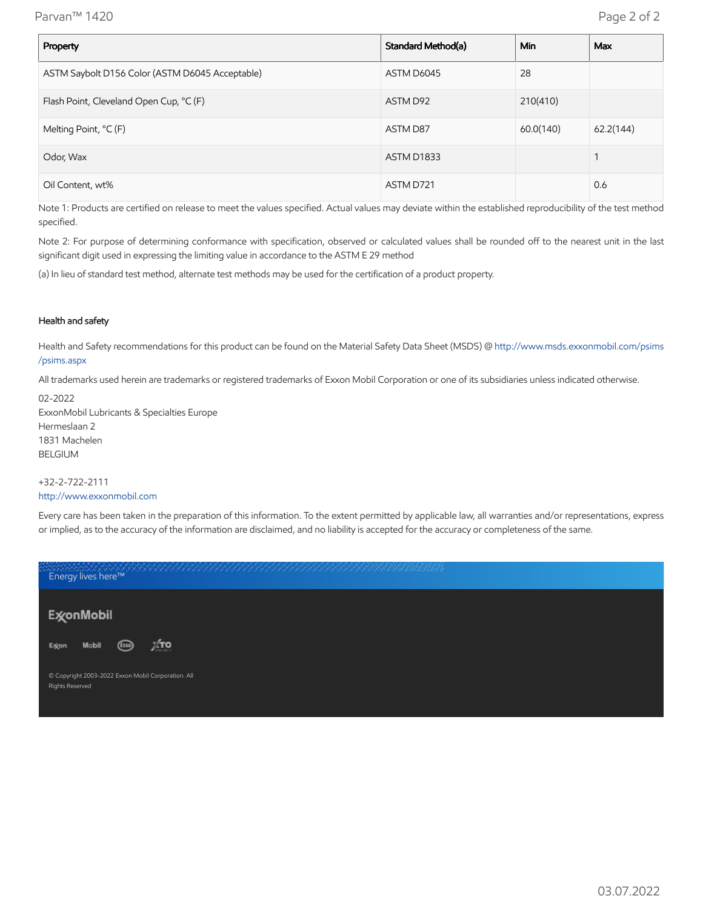| Property | Standard Method(a) | Min | Max |
|---|---|---|---|
| ASTM Saybolt D156 Color (ASTM D6045 Acceptable) | ASTM D6045 | 28 | |
| Flash Point, Cleveland Open Cup, °C (F) | ASTM D92 | 210(410) | |
| Melting Point, °C (F) | ASTM D87 | 60.0(140) | 62.2(144) |
| Odor, Wax | ASTM D1833 | | 1 |
| Oil Content, wt% | ASTM D721 | | 0.6 |

Note 1: Products are certified on release to meet the values specified. Actual values may deviate within the established reproducibility of the test method specified.

Note 2: For purpose of determining conformance with specification, observed or calculated values shall be rounded off to the nearest unit in the last significant digit used in expressing the limiting value in accordance to the ASTM E 29 method

(a) In lieu of standard test method, alternate test methods may be used for the certification of a product property.

### Health and safety

Health and Safety recommendations for this product can be found on the Material Safety Data Sheet (MSDS) @ http://www.msds.exxonmobil.com/psims/psims.aspx

All trademarks used herein are trademarks or registered trademarks of Exxon Mobil Corporation or one of its subsidiaries unless indicated otherwise.

02-2022
ExxonMobil Lubricants & Specialties Europe
Hermeslaan 2
1831 Machelen
BELGIUM

+32-2-722-2111
http://www.exxonmobil.com

Every care has been taken in the preparation of this information. To the extent permitted by applicable law, all warranties and/or representations, express or implied, as to the accuracy of the information are disclaimed, and no liability is accepted for the accuracy or completeness of the same.

Energy lives here™

ExxonMobil

Exxon Mobil Esso XTO

© Copyright 2003-2022 Exxon Mobil Corporation. All Rights Reserved